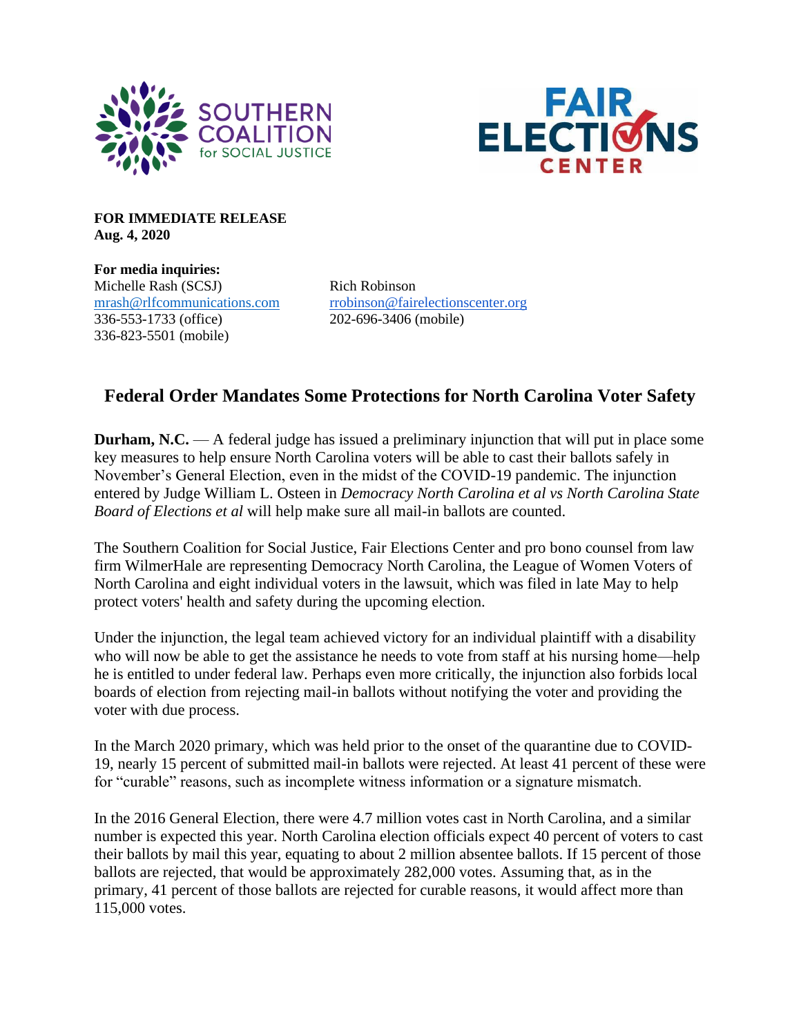SOUTHERN COALITION for SOCIAL JUSTICE

FAIR ELECTIONS CENTER

**FOR IMMEDIATE RELEASE**
**Aug. 4, 2020**

**For media inquiries:**

Michelle Rash (SCSJ)
mrash@rlfcommunications.com
336-553-1733 (office)
336-823-5501 (mobile)

Rich Robinson
rrobinson@fairelectionscenter.org
202-696-3406 (mobile)

## Federal Order Mandates Some Protections for North Carolina Voter Safety

**Durham, N.C.** — A federal judge has issued a preliminary injunction that will put in place some key measures to help ensure North Carolina voters will be able to cast their ballots safely in November's General Election, even in the midst of the COVID-19 pandemic. The injunction entered by Judge William L. Osteen in *Democracy North Carolina et al vs North Carolina State Board of Elections et al* will help make sure all mail-in ballots are counted.

The Southern Coalition for Social Justice, Fair Elections Center and pro bono counsel from law firm WilmerHale are representing Democracy North Carolina, the League of Women Voters of North Carolina and eight individual voters in the lawsuit, which was filed in late May to help protect voters' health and safety during the upcoming election.

Under the injunction, the legal team achieved victory for an individual plaintiff with a disability who will now be able to get the assistance he needs to vote from staff at his nursing home—help he is entitled to under federal law. Perhaps even more critically, the injunction also forbids local boards of election from rejecting mail-in ballots without notifying the voter and providing the voter with due process.

In the March 2020 primary, which was held prior to the onset of the quarantine due to COVID-19, nearly 15 percent of submitted mail-in ballots were rejected. At least 41 percent of these were for "curable" reasons, such as incomplete witness information or a signature mismatch.

In the 2016 General Election, there were 4.7 million votes cast in North Carolina, and a similar number is expected this year. North Carolina election officials expect 40 percent of voters to cast their ballots by mail this year, equating to about 2 million absentee ballots. If 15 percent of those ballots are rejected, that would be approximately 282,000 votes. Assuming that, as in the primary, 41 percent of those ballots are rejected for curable reasons, it would affect more than 115,000 votes.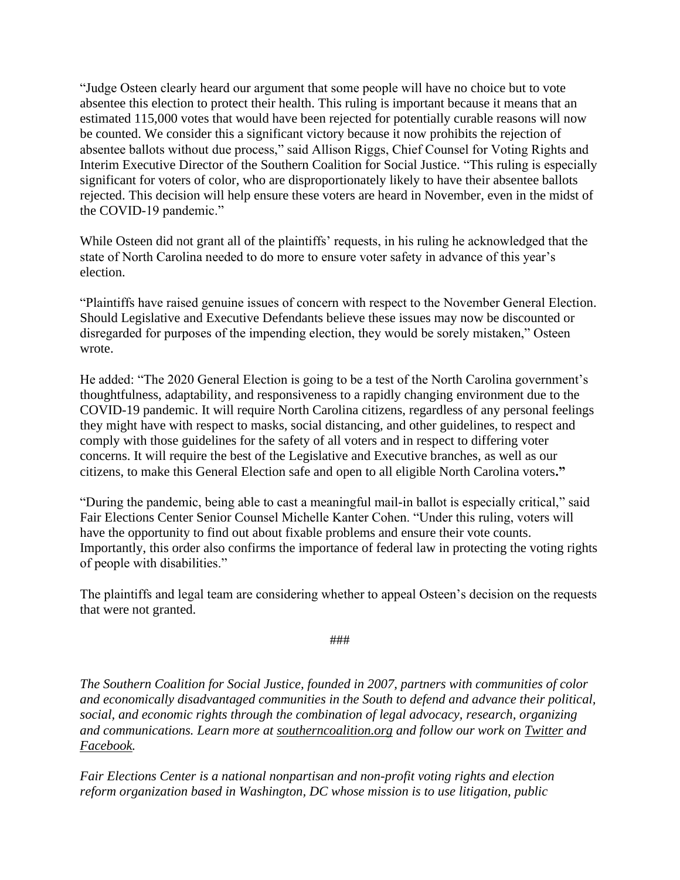"Judge Osteen clearly heard our argument that some people will have no choice but to vote absentee this election to protect their health. This ruling is important because it means that an estimated 115,000 votes that would have been rejected for potentially curable reasons will now be counted. We consider this a significant victory because it now prohibits the rejection of absentee ballots without due process," said Allison Riggs, Chief Counsel for Voting Rights and Interim Executive Director of the Southern Coalition for Social Justice. "This ruling is especially significant for voters of color, who are disproportionately likely to have their absentee ballots rejected. This decision will help ensure these voters are heard in November, even in the midst of the COVID-19 pandemic."

While Osteen did not grant all of the plaintiffs' requests, in his ruling he acknowledged that the state of North Carolina needed to do more to ensure voter safety in advance of this year's election.

"Plaintiffs have raised genuine issues of concern with respect to the November General Election. Should Legislative and Executive Defendants believe these issues may now be discounted or disregarded for purposes of the impending election, they would be sorely mistaken," Osteen wrote.

He added: "The 2020 General Election is going to be a test of the North Carolina government's thoughtfulness, adaptability, and responsiveness to a rapidly changing environment due to the COVID-19 pandemic. It will require North Carolina citizens, regardless of any personal feelings they might have with respect to masks, social distancing, and other guidelines, to respect and comply with those guidelines for the safety of all voters and in respect to differing voter concerns. It will require the best of the Legislative and Executive branches, as well as our citizens, to make this General Election safe and open to all eligible North Carolina voters**."**

"During the pandemic, being able to cast a meaningful mail-in ballot is especially critical," said Fair Elections Center Senior Counsel Michelle Kanter Cohen. "Under this ruling, voters will have the opportunity to find out about fixable problems and ensure their vote counts. Importantly, this order also confirms the importance of federal law in protecting the voting rights of people with disabilities."

The plaintiffs and legal team are considering whether to appeal Osteen's decision on the requests that were not granted.

###

*The Southern Coalition for Social Justice, founded in 2007, partners with communities of color and economically disadvantaged communities in the South to defend and advance their political, social, and economic rights through the combination of legal advocacy, research, organizing and communications. Learn more at southerncoalition.org and follow our work on Twitter and Facebook.*

*Fair Elections Center is a national nonpartisan and non-profit voting rights and election reform organization based in Washington, DC whose mission is to use litigation, public*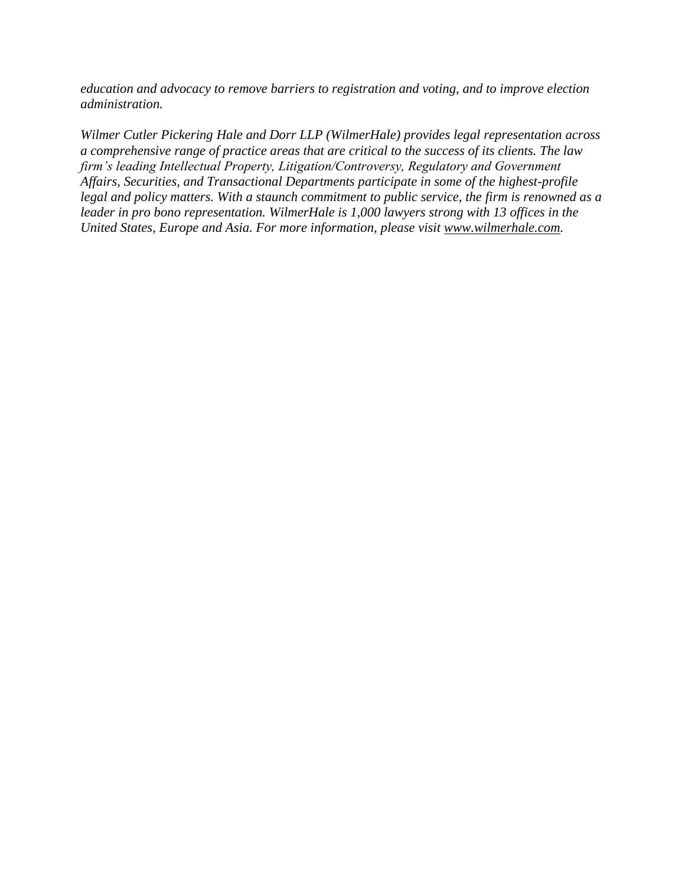*education and advocacy to remove barriers to registration and voting, and to improve election administration.*

*Wilmer Cutler Pickering Hale and Dorr LLP (WilmerHale) provides legal representation across a comprehensive range of practice areas that are critical to the success of its clients. The law firm's leading Intellectual Property, Litigation/Controversy, Regulatory and Government Affairs, Securities, and Transactional Departments participate in some of the highest-profile legal and policy matters. With a staunch commitment to public service, the firm is renowned as a leader in pro bono representation. WilmerHale is 1,000 lawyers strong with 13 offices in the United States, Europe and Asia. For more information, please visit [www.wilmerhale.com](http://www.wilmerhale.com).*